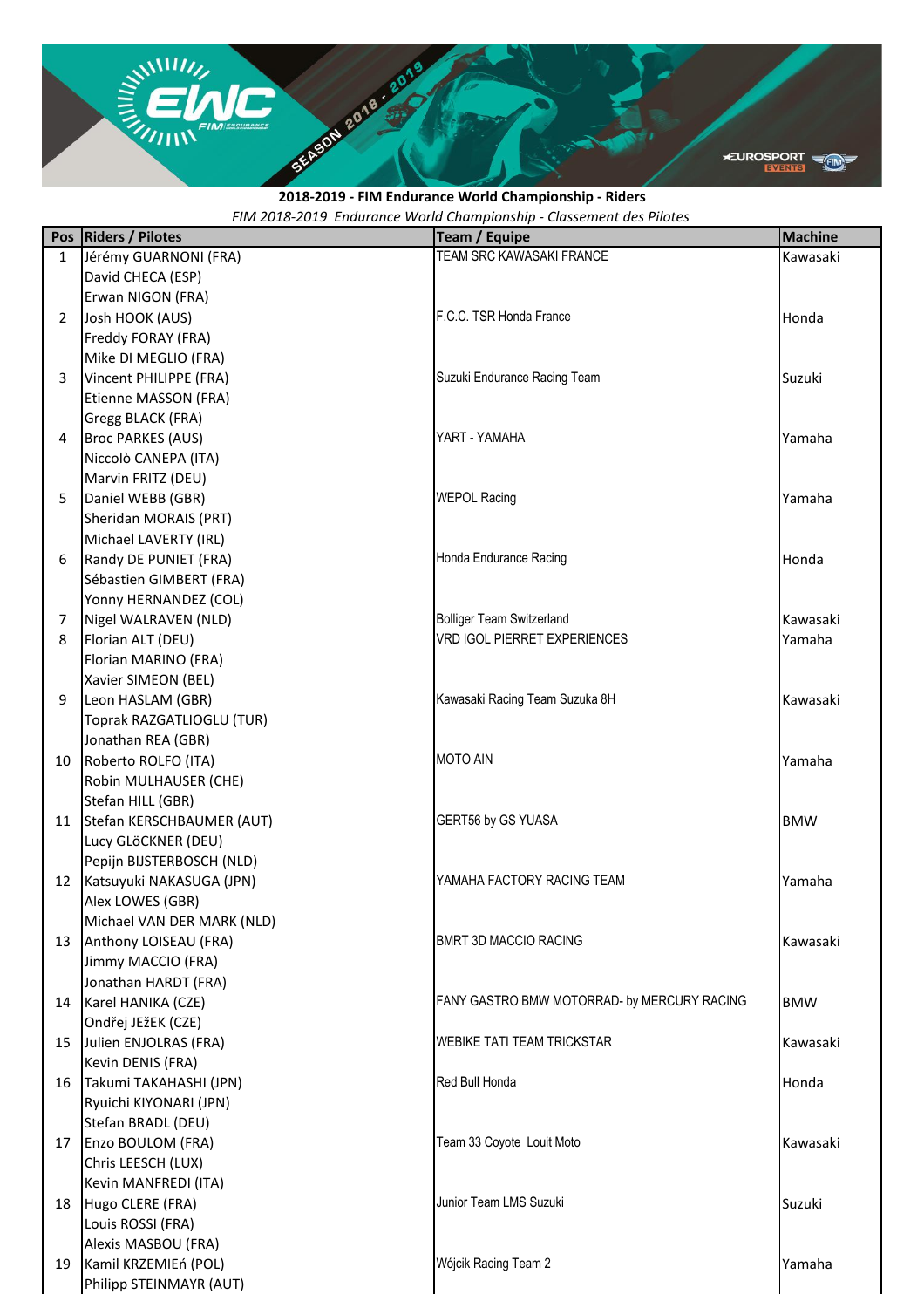**2018-2019 - FIM Endurance World Championship - Riders**

*FIM 2018-2019 Endurance World Championship - Classement des Pilotes*

| Pos | Riders / Pilotes | Team / Equipe | Machine |
|---|---|---|---|
| 1 | Jérémy GUARNONI (FRA)<br>David CHECA (ESP)<br>Erwan NIGON (FRA) | TEAM SRC KAWASAKI FRANCE | Kawasaki |
| 2 | Josh HOOK (AUS)<br>Freddy FORAY (FRA)<br>Mike DI MEGLIO (FRA) | F.C.C. TSR Honda France | Honda |
| 3 | Vincent PHILIPPE (FRA)<br>Etienne MASSON (FRA)<br>Gregg BLACK (FRA) | Suzuki Endurance Racing Team | Suzuki |
| 4 | Broc PARKES (AUS)<br>Niccolò CANEPA (ITA)<br>Marvin FRITZ (DEU) | YART - YAMAHA | Yamaha |
| 5 | Daniel WEBB (GBR)<br>Sheridan MORAIS (PRT)<br>Michael LAVERTY (IRL) | WEPOL Racing | Yamaha |
| 6 | Randy DE PUNIET (FRA)<br>Sébastien GIMBERT (FRA)<br>Yonny HERNANDEZ (COL) | Honda Endurance Racing | Honda |
| 7 | Nigel WALRAVEN (NLD) | Bolliger Team Switzerland | Kawasaki |
| 8 | Florian ALT (DEU)<br>Florian MARINO (FRA)<br>Xavier SIMEON (BEL) | VRD IGOL PIERRET EXPERIENCES | Yamaha |
| 9 | Leon HASLAM (GBR)<br>Toprak RAZGATLIOGLU (TUR)<br>Jonathan REA (GBR) | Kawasaki Racing Team Suzuka 8H | Kawasaki |
| 10 | Roberto ROLFO (ITA)<br>Robin MULHAUSER (CHE)<br>Stefan HILL (GBR) | MOTO AIN | Yamaha |
| 11 | Stefan KERSCHBAUMER (AUT)<br>Lucy GLöCKNER (DEU)<br>Pepijn BIJSTERBOSCH (NLD) | GERT56 by GS YUASA | BMW |
| 12 | Katsuyuki NAKASUGA (JPN)<br>Alex LOWES (GBR)<br>Michael VAN DER MARK (NLD) | YAMAHA FACTORY RACING TEAM | Yamaha |
| 13 | Anthony LOISEAU (FRA)<br>Jimmy MACCIO (FRA)<br>Jonathan HARDT (FRA) | BMRT 3D MACCIO RACING | Kawasaki |
| 14 | Karel HANIKA (CZE)<br>Ondřej JEžEK (CZE) | FANY GASTRO BMW MOTORRAD- by MERCURY RACING | BMW |
| 15 | Julien ENJOLRAS (FRA)<br>Kevin DENIS (FRA) | WEBIKE TATI TEAM TRICKSTAR | Kawasaki |
| 16 | Takumi TAKAHASHI (JPN)<br>Ryuichi KIYONARI (JPN)<br>Stefan BRADL (DEU) | Red Bull Honda | Honda |
| 17 | Enzo BOULOM (FRA)<br>Chris LEESCH (LUX)<br>Kevin MANFREDI (ITA) | Team 33 Coyote Louit Moto | Kawasaki |
| 18 | Hugo CLERE (FRA)<br>Louis ROSSI (FRA)<br>Alexis MASBOU (FRA) | Junior Team LMS Suzuki | Suzuki |
| 19 | Kamil KRZEMIEń (POL)<br>Philipp STEINMAYR (AUT) | Wójcik Racing Team 2 | Yamaha |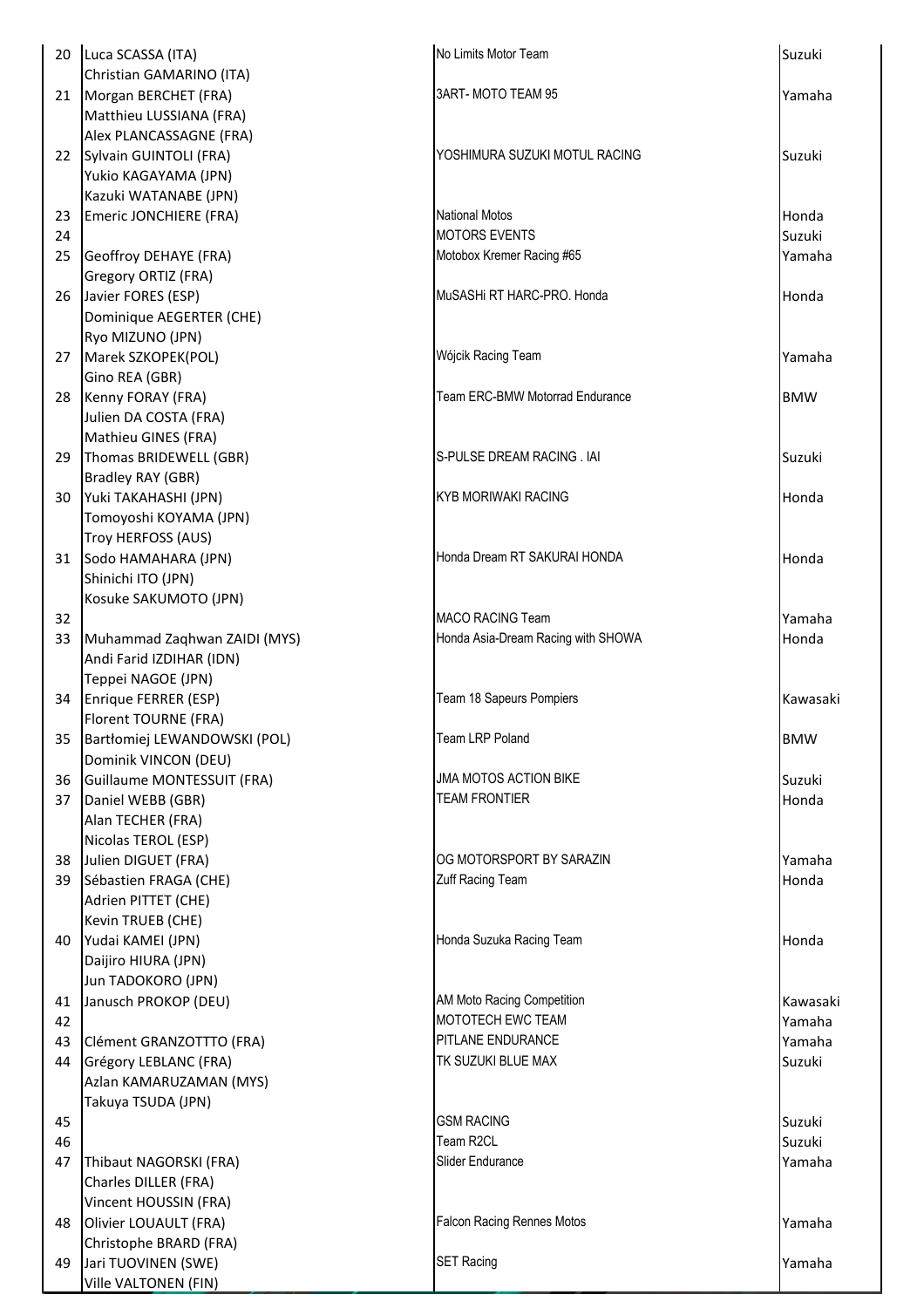| | | | |
|---|---|---|---|
| 20 | Luca SCASSA (ITA)<br>Christian GAMARINO (ITA) | No Limits Motor Team | Suzuki |
| 21 | Morgan BERCHET (FRA)<br>Matthieu LUSSIANA (FRA)<br>Alex PLANCASSAGNE (FRA) | 3ART- MOTO TEAM 95 | Yamaha |
| 22 | Sylvain GUINTOLI (FRA)<br>Yukio KAGAYAMA (JPN)<br>Kazuki WATANABE (JPN) | YOSHIMURA SUZUKI MOTUL RACING | Suzuki |
| 23 | Emeric JONCHIERE (FRA) | National Motos | Honda |
| 24 | | MOTORS EVENTS | Suzuki |
| 25 | Geoffroy DEHAYE (FRA)<br>Gregory ORTIZ (FRA) | Motobox Kremer Racing #65 | Yamaha |
| 26 | Javier FORES (ESP)<br>Dominique AEGERTER (CHE)<br>Ryo MIZUNO (JPN) | MuSASHi RT HARC-PRO. Honda | Honda |
| 27 | Marek SZKOPEK(POL)<br>Gino REA (GBR) | Wójcik Racing Team | Yamaha |
| 28 | Kenny FORAY (FRA)<br>Julien DA COSTA (FRA)<br>Mathieu GINES (FRA) | Team ERC-BMW Motorrad Endurance | BMW |
| 29 | Thomas BRIDEWELL (GBR)<br>Bradley RAY (GBR) | S-PULSE DREAM RACING . IAI | Suzuki |
| 30 | Yuki TAKAHASHI (JPN)<br>Tomoyoshi KOYAMA (JPN)<br>Troy HERFOSS (AUS) | KYB MORIWAKI RACING | Honda |
| 31 | Sodo HAMAHARA (JPN)<br>Shinichi ITO (JPN)<br>Kosuke SAKUMOTO (JPN) | Honda Dream RT SAKURAI HONDA | Honda |
| 32 | | MACO RACING Team | Yamaha |
| 33 | Muhammad Zaqhwan ZAIDI (MYS)<br>Andi Farid IZDIHAR (IDN)<br>Teppei NAGOE (JPN) | Honda Asia-Dream Racing with SHOWA | Honda |
| 34 | Enrique FERRER (ESP)<br>Florent TOURNE (FRA) | Team 18 Sapeurs Pompiers | Kawasaki |
| 35 | Bartłomiej LEWANDOWSKI (POL)<br>Dominik VINCON (DEU) | Team LRP Poland | BMW |
| 36 | Guillaume MONTESSUIT (FRA) | JMA MOTOS ACTION BIKE | Suzuki |
| 37 | Daniel WEBB (GBR)<br>Alan TECHER (FRA)<br>Nicolas TEROL (ESP) | TEAM FRONTIER | Honda |
| 38 | Julien DIGUET (FRA) | OG MOTORSPORT BY SARAZIN | Yamaha |
| 39 | Sébastien FRAGA (CHE)<br>Adrien PITTET (CHE)<br>Kevin TRUEB (CHE) | Zuff Racing Team | Honda |
| 40 | Yudai KAMEI (JPN)<br>Daijiro HIURA (JPN)<br>Jun TADOKORO (JPN) | Honda Suzuka Racing Team | Honda |
| 41 | Janusch PROKOP (DEU) | AM Moto Racing Competition | Kawasaki |
| 42 | | MOTOTECH EWC TEAM | Yamaha |
| 43 | Clément GRANZOTTTO (FRA) | PITLANE ENDURANCE | Yamaha |
| 44 | Grégory LEBLANC (FRA)<br>Azlan KAMARUZAMAN (MYS)<br>Takuya TSUDA (JPN) | TK SUZUKI BLUE MAX | Suzuki |
| 45 | | GSM RACING | Suzuki |
| 46 | | Team R2CL | Suzuki |
| 47 | Thibaut NAGORSKI (FRA)<br>Charles DILLER (FRA)<br>Vincent HOUSSIN (FRA) | Slider Endurance | Yamaha |
| 48 | Olivier LOUAULT (FRA)<br>Christophe BRARD (FRA) | Falcon Racing Rennes Motos | Yamaha |
| 49 | Jari TUOVINEN (SWE)<br>Ville VALTONEN (FIN) | SET Racing | Yamaha |